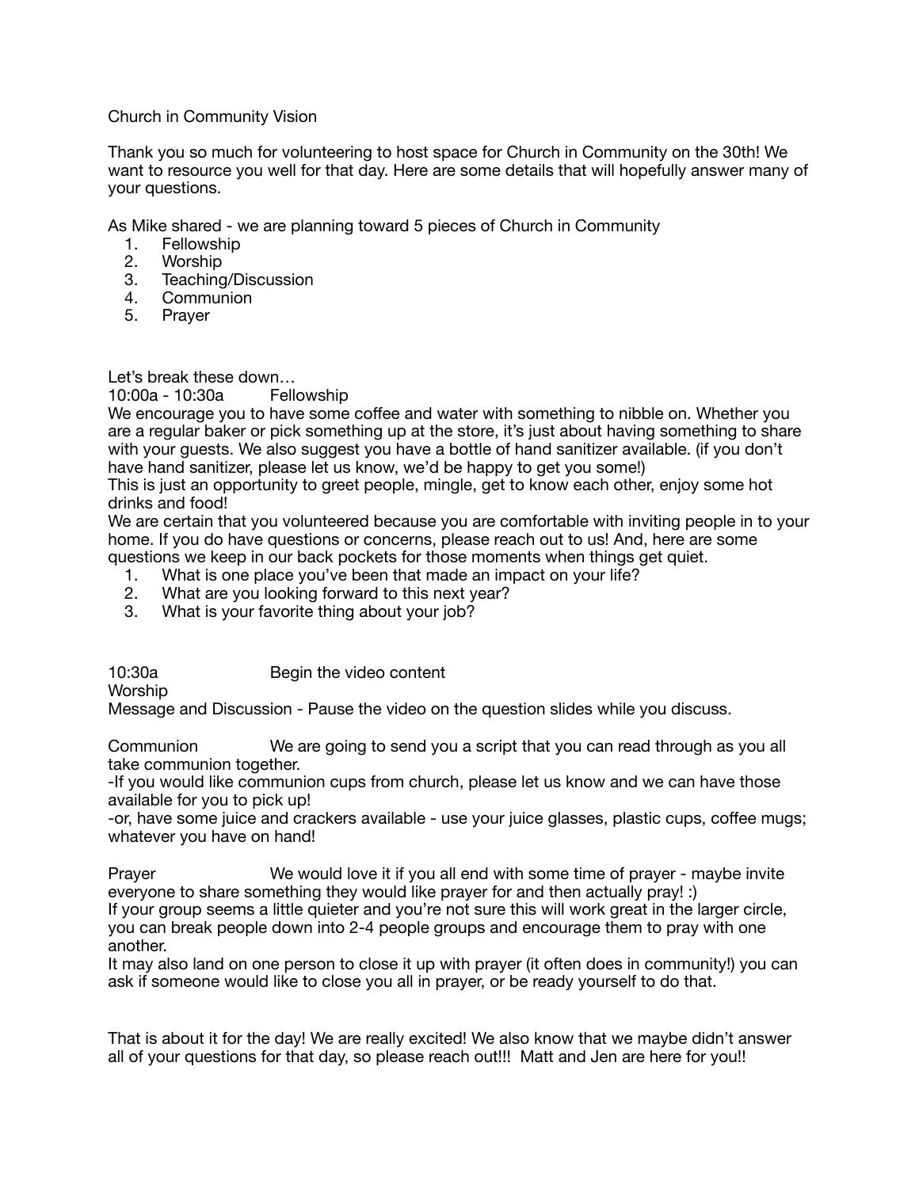# Church in Community Vision

Thank you so much for volunteering to host space for Church in Community on the 30th! We want to resource you well for that day. Here are some details that will hopefully answer many of your questions.

As Mike shared - we are planning toward 5 pieces of Church in Community

1. Fellowship
2. Worship
3. Teaching/Discussion
4. Communion
5. Prayer

Let's break these down…

10:00a - 10:30a Fellowship

We encourage you to have some coffee and water with something to nibble on. Whether you are a regular baker or pick something up at the store, it's just about having something to share with your guests. We also suggest you have a bottle of hand sanitizer available. (if you don't have hand sanitizer, please let us know, we'd be happy to get you some!)

This is just an opportunity to greet people, mingle, get to know each other, enjoy some hot drinks and food!

We are certain that you volunteered because you are comfortable with inviting people in to your home. If you do have questions or concerns, please reach out to us! And, here are some questions we keep in our back pockets for those moments when things get quiet.

1. What is one place you've been that made an impact on your life?
2. What are you looking forward to this next year?
3. What is your favorite thing about your job?

10:30a Begin the video content

Worship

Message and Discussion - Pause the video on the question slides while you discuss.

Communion We are going to send you a script that you can read through as you all take communion together.

-If you would like communion cups from church, please let us know and we can have those available for you to pick up!

-or, have some juice and crackers available - use your juice glasses, plastic cups, coffee mugs; whatever you have on hand!

Prayer We would love it if you all end with some time of prayer - maybe invite everyone to share something they would like prayer for and then actually pray! :)

If your group seems a little quieter and you're not sure this will work great in the larger circle, you can break people down into 2-4 people groups and encourage them to pray with one another.

It may also land on one person to close it up with prayer (it often does in community!) you can ask if someone would like to close you all in prayer, or be ready yourself to do that.

That is about it for the day! We are really excited! We also know that we maybe didn't answer all of your questions for that day, so please reach out!!! Matt and Jen are here for you!!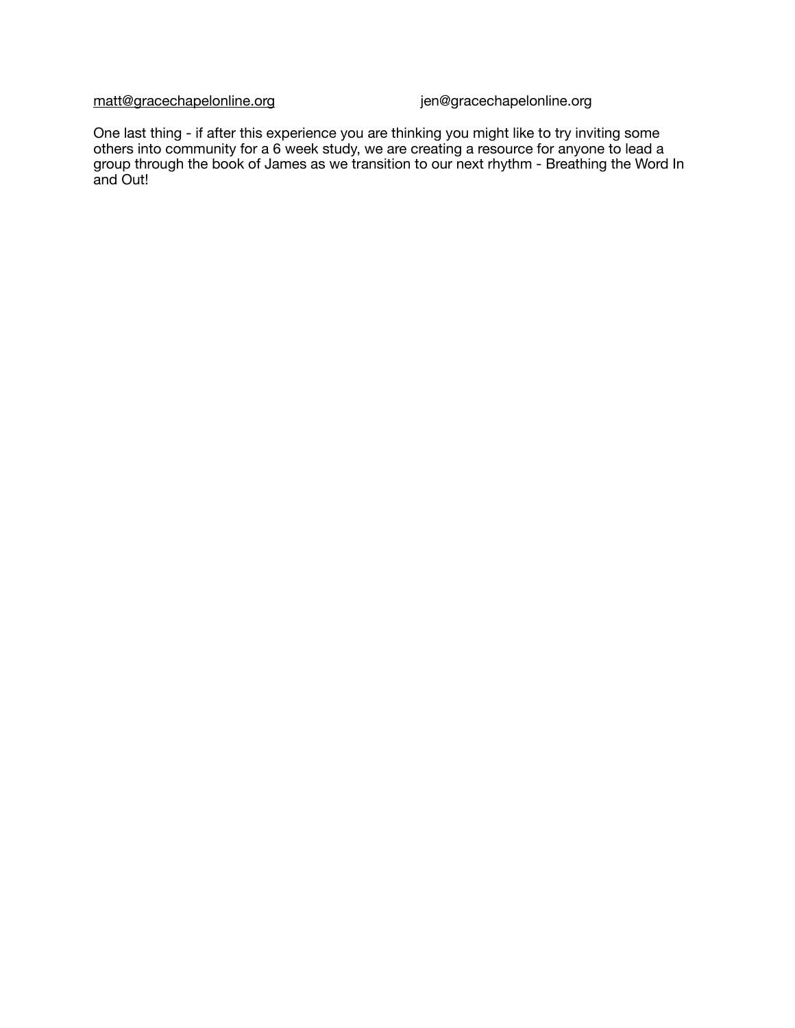matt@gracechapelonline.org jen@gracechapelonline.org

One last thing - if after this experience you are thinking you might like to try inviting some others into community for a 6 week study, we are creating a resource for anyone to lead a group through the book of James as we transition to our next rhythm - Breathing the Word In and Out!